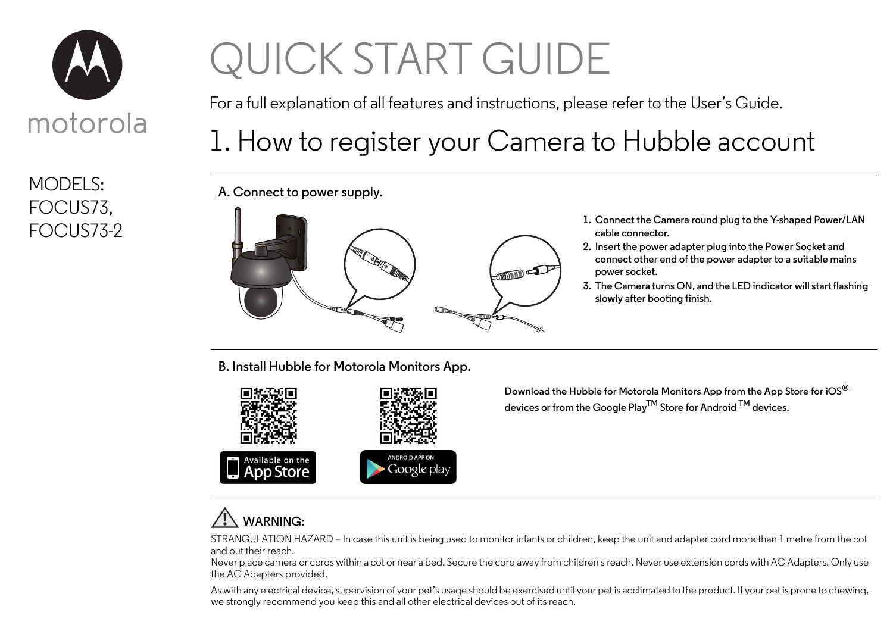motorola

MODELS:
FOCUS73,
FOCUS73-2

# QUICK START GUIDE

For a full explanation of all features and instructions, please refer to the User's Guide.

## 1. How to register your Camera to Hubble account

### A. Connect to power supply.

1. Connect the Camera round plug to the Y-shaped Power/LAN cable connector.
2. Insert the power adapter plug into the Power Socket and connect other end of the power adapter to a suitable mains power socket.
3. The Camera turns ON, and the LED indicator will start flashing slowly after booting finish.

### B. Install Hubble for Motorola Monitors App.

Available on the App Store

ANDROID APP ON Google play

Download the Hubble for Motorola Monitors App from the App Store for iOS® devices or from the Google Play™ Store for Android ™ devices.

**WARNING:**

STRANGULATION HAZARD – In case this unit is being used to monitor infants or children, keep the unit and adapter cord more than 1 metre from the cot and out their reach.
Never place camera or cords within a cot or near a bed. Secure the cord away from children's reach. Never use extension cords with AC Adapters. Only use the AC Adapters provided.

As with any electrical device, supervision of your pet's usage should be exercised until your pet is acclimated to the product. If your pet is prone to chewing, we strongly recommend you keep this and all other electrical devices out of its reach.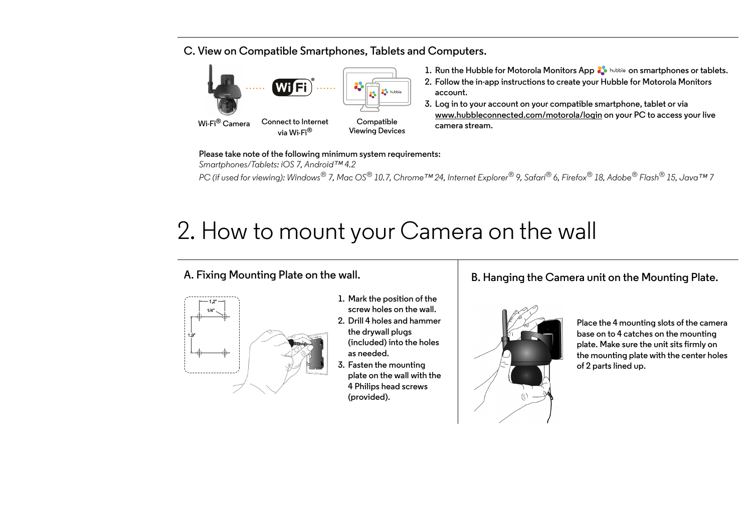### C. View on Compatible Smartphones, Tablets and Computers.

Wi-Fi® Camera

Connect to Internet via Wi-Fi®

Compatible Viewing Devices

1. Run the Hubble for Motorola Monitors App on smartphones or tablets.
2. Follow the in-app instructions to create your Hubble for Motorola Monitors account.
3. Log in to your account on your compatible smartphone, tablet or via www.hubbleconnected.com/motorola/login on your PC to access your live camera stream.

Please take note of the following minimum system requirements:

*Smartphones/Tablets: iOS 7, Android™ 4.2*

*PC (if used for viewing): Windows® 7, Mac OS® 10.7, Chrome™ 24, Internet Explorer® 9, Safari® 6, Firefox® 18, Adobe® Flash® 15, Java™ 7*

# 2. How to mount your Camera on the wall

### A. Fixing Mounting Plate on the wall.

1.2"

1/4"

1.9"

1. Mark the position of the screw holes on the wall.
2. Drill 4 holes and hammer the drywall plugs (included) into the holes as needed.
3. Fasten the mounting plate on the wall with the 4 Philips head screws (provided).

### B. Hanging the Camera unit on the Mounting Plate.

Place the 4 mounting slots of the camera base on to 4 catches on the mounting plate. Make sure the unit sits firmly on the mounting plate with the center holes of 2 parts lined up.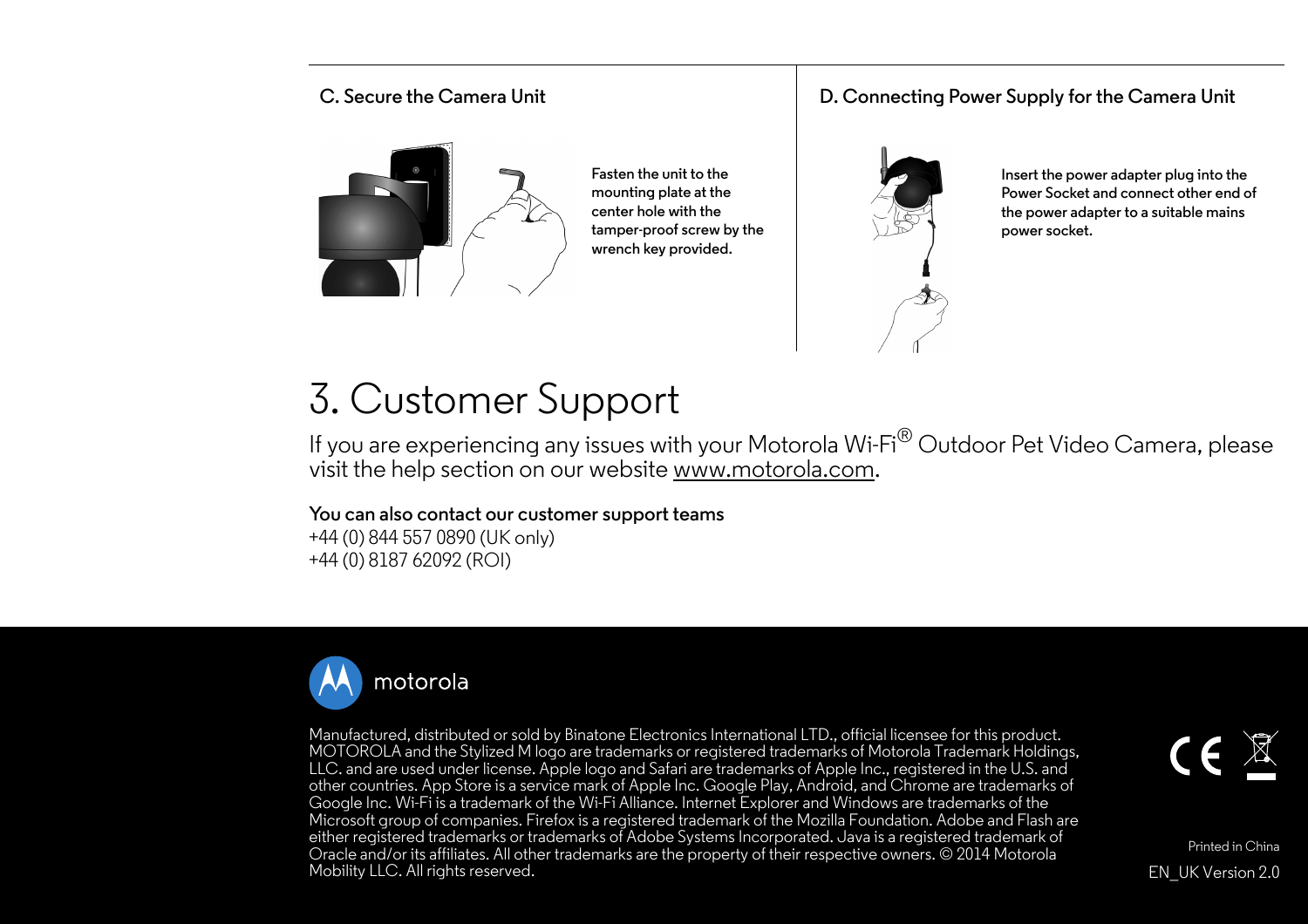### C. Secure the Camera Unit

Fasten the unit to the mounting plate at the center hole with the tamper-proof screw by the wrench key provided.

### D. Connecting Power Supply for the Camera Unit

Insert the power adapter plug into the Power Socket and connect other end of the power adapter to a suitable mains power socket.

# 3. Customer Support

If you are experiencing any issues with your Motorola Wi-Fi® Outdoor Pet Video Camera, please visit the help section on our website www.motorola.com.

**You can also contact our customer support teams**

+44 (0) 844 557 0890 (UK only)
+44 (0) 8187 62092 (ROI)

motorola

Manufactured, distributed or sold by Binatone Electronics International LTD., official licensee for this product. MOTOROLA and the Stylized M logo are trademarks or registered trademarks of Motorola Trademark Holdings, LLC. and are used under license. Apple logo and Safari are trademarks of Apple Inc., registered in the U.S. and other countries. App Store is a service mark of Apple Inc. Google Play, Android, and Chrome are trademarks of Google Inc. Wi-Fi is a trademark of the Wi-Fi Alliance. Internet Explorer and Windows are trademarks of the Microsoft group of companies. Firefox is a registered trademark of the Mozilla Foundation. Adobe and Flash are either registered trademarks or trademarks of Adobe Systems Incorporated. Java is a registered trademark of Oracle and/or its affiliates. All other trademarks are the property of their respective owners. © 2014 Motorola Mobility LLC. All rights reserved.

Printed in China

EN_UK Version 2.0